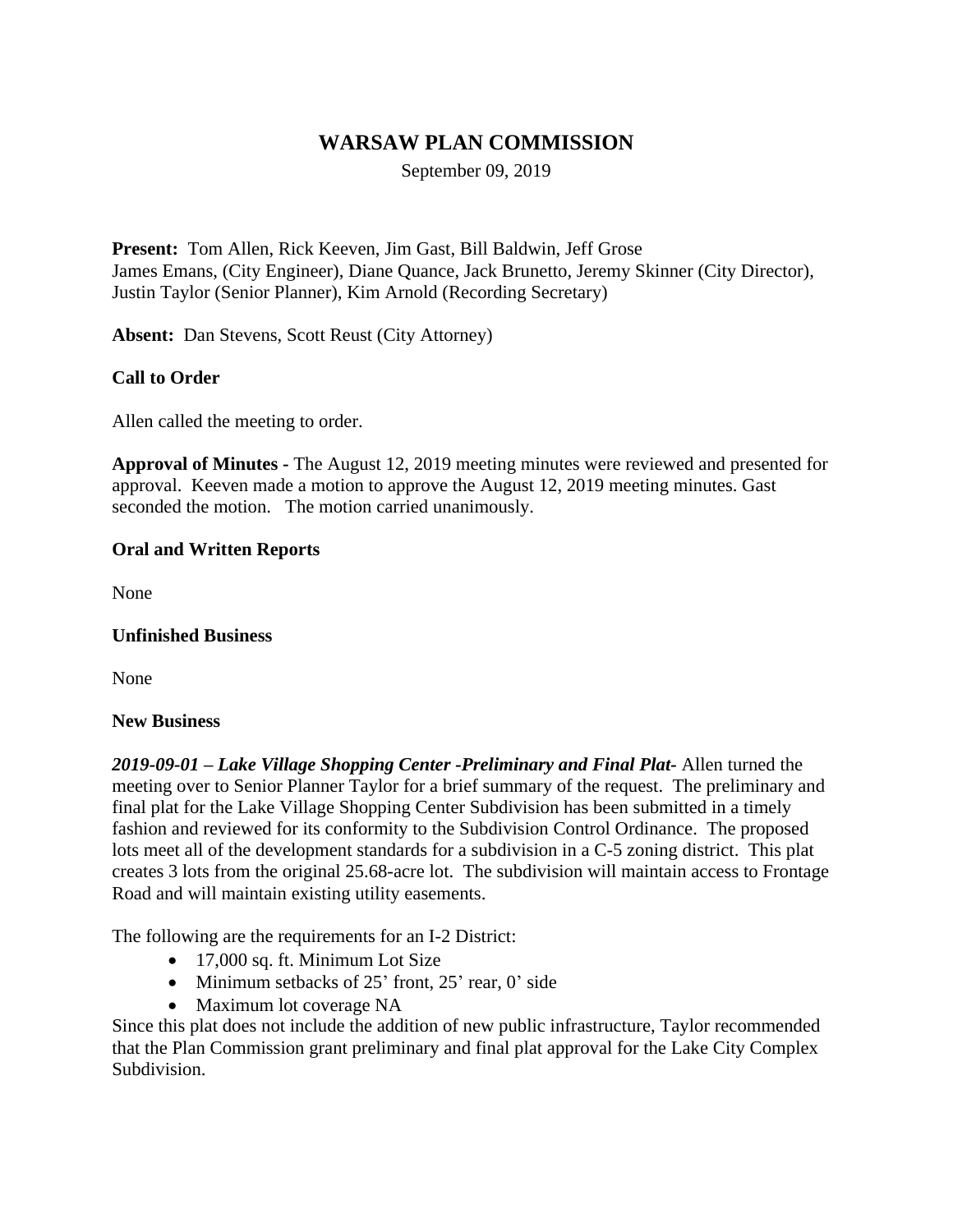# WARSAW PLAN COMMISSION

September 09, 2019

**Present:** Tom Allen, Rick Keeven, Jim Gast, Bill Baldwin, Jeff Grose
James Emans, (City Engineer), Diane Quance, Jack Brunetto, Jeremy Skinner (City Director), Justin Taylor (Senior Planner), Kim Arnold (Recording Secretary)

**Absent:** Dan Stevens, Scott Reust (City Attorney)

**Call to Order**

Allen called the meeting to order.

**Approval of Minutes -** The August 12, 2019 meeting minutes were reviewed and presented for approval. Keeven made a motion to approve the August 12, 2019 meeting minutes. Gast seconded the motion. The motion carried unanimously.

**Oral and Written Reports**

None

**Unfinished Business**

None

**New Business**

***2019-09-01 – Lake Village Shopping Center -Preliminary and Final Plat-*** Allen turned the meeting over to Senior Planner Taylor for a brief summary of the request. The preliminary and final plat for the Lake Village Shopping Center Subdivision has been submitted in a timely fashion and reviewed for its conformity to the Subdivision Control Ordinance. The proposed lots meet all of the development standards for a subdivision in a C-5 zoning district. This plat creates 3 lots from the original 25.68-acre lot. The subdivision will maintain access to Frontage Road and will maintain existing utility easements.

The following are the requirements for an I-2 District:

- 17,000 sq. ft. Minimum Lot Size
- Minimum setbacks of 25' front, 25' rear, 0' side
- Maximum lot coverage NA

Since this plat does not include the addition of new public infrastructure, Taylor recommended that the Plan Commission grant preliminary and final plat approval for the Lake City Complex Subdivision.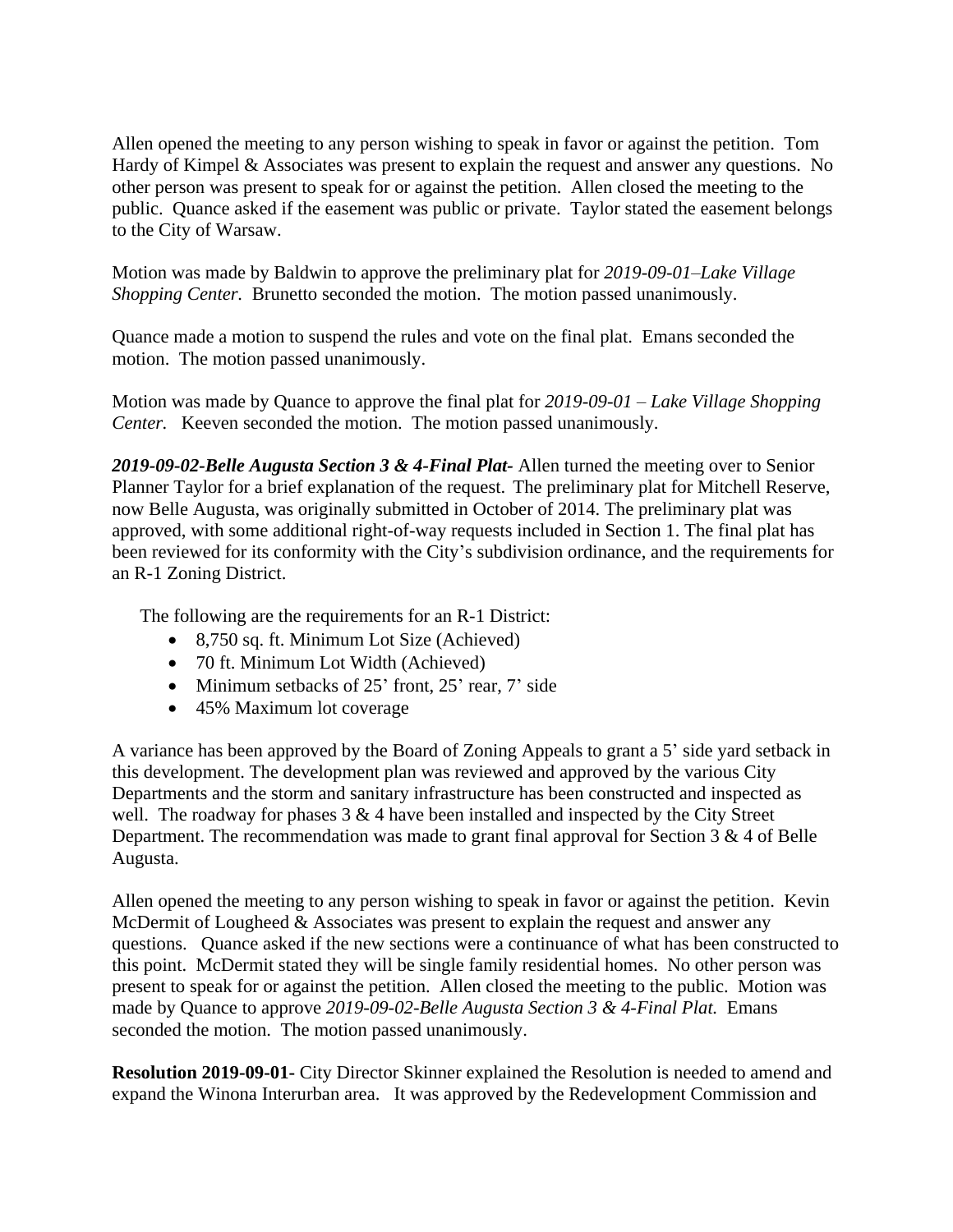Allen opened the meeting to any person wishing to speak in favor or against the petition. Tom Hardy of Kimpel & Associates was present to explain the request and answer any questions. No other person was present to speak for or against the petition. Allen closed the meeting to the public. Quance asked if the easement was public or private. Taylor stated the easement belongs to the City of Warsaw.

Motion was made by Baldwin to approve the preliminary plat for *2019-09-01–Lake Village Shopping Center*. Brunetto seconded the motion. The motion passed unanimously.

Quance made a motion to suspend the rules and vote on the final plat. Emans seconded the motion. The motion passed unanimously.

Motion was made by Quance to approve the final plat for *2019-09-01 – Lake Village Shopping Center.* Keeven seconded the motion. The motion passed unanimously.

***2019-09-02-Belle Augusta Section 3 & 4-Final Plat-*** Allen turned the meeting over to Senior Planner Taylor for a brief explanation of the request. The preliminary plat for Mitchell Reserve, now Belle Augusta, was originally submitted in October of 2014. The preliminary plat was approved, with some additional right-of-way requests included in Section 1. The final plat has been reviewed for its conformity with the City's subdivision ordinance, and the requirements for an R-1 Zoning District.

The following are the requirements for an R-1 District:

- 8,750 sq. ft. Minimum Lot Size (Achieved)
- 70 ft. Minimum Lot Width (Achieved)
- Minimum setbacks of 25' front, 25' rear, 7' side
- 45% Maximum lot coverage

A variance has been approved by the Board of Zoning Appeals to grant a 5' side yard setback in this development. The development plan was reviewed and approved by the various City Departments and the storm and sanitary infrastructure has been constructed and inspected as well. The roadway for phases 3 & 4 have been installed and inspected by the City Street Department. The recommendation was made to grant final approval for Section 3 & 4 of Belle Augusta.

Allen opened the meeting to any person wishing to speak in favor or against the petition. Kevin McDermit of Lougheed & Associates was present to explain the request and answer any questions. Quance asked if the new sections were a continuance of what has been constructed to this point. McDermit stated they will be single family residential homes. No other person was present to speak for or against the petition. Allen closed the meeting to the public. Motion was made by Quance to approve *2019-09-02-Belle Augusta Section 3 & 4-Final Plat.* Emans seconded the motion. The motion passed unanimously.

**Resolution 2019-09-01-** City Director Skinner explained the Resolution is needed to amend and expand the Winona Interurban area. It was approved by the Redevelopment Commission and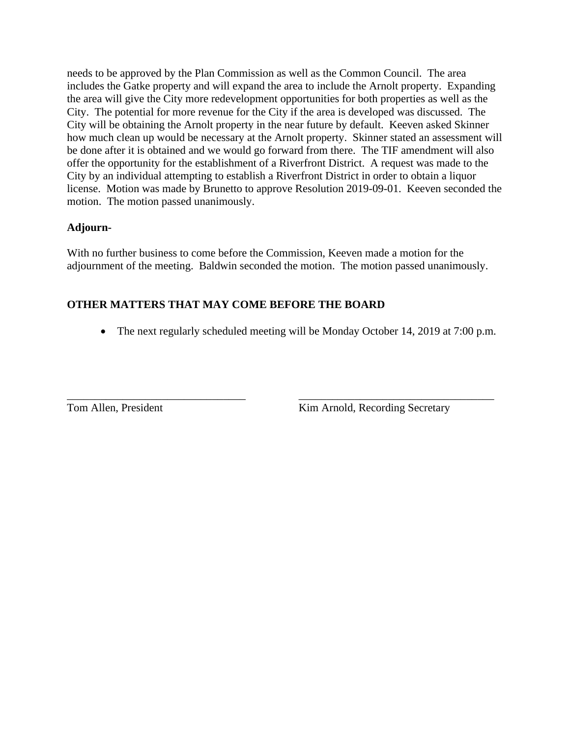needs to be approved by the Plan Commission as well as the Common Council. The area includes the Gatke property and will expand the area to include the Arnolt property. Expanding the area will give the City more redevelopment opportunities for both properties as well as the City. The potential for more revenue for the City if the area is developed was discussed. The City will be obtaining the Arnolt property in the near future by default. Keeven asked Skinner how much clean up would be necessary at the Arnolt property. Skinner stated an assessment will be done after it is obtained and we would go forward from there. The TIF amendment will also offer the opportunity for the establishment of a Riverfront District. A request was made to the City by an individual attempting to establish a Riverfront District in order to obtain a liquor license. Motion was made by Brunetto to approve Resolution 2019-09-01. Keeven seconded the motion. The motion passed unanimously.

**Adjourn-**

With no further business to come before the Commission, Keeven made a motion for the adjournment of the meeting. Baldwin seconded the motion. The motion passed unanimously.

**OTHER MATTERS THAT MAY COME BEFORE THE BOARD**

- The next regularly scheduled meeting will be Monday October 14, 2019 at 7:00 p.m.

_______________________________ _________________________________

Tom Allen, President Kim Arnold, Recording Secretary